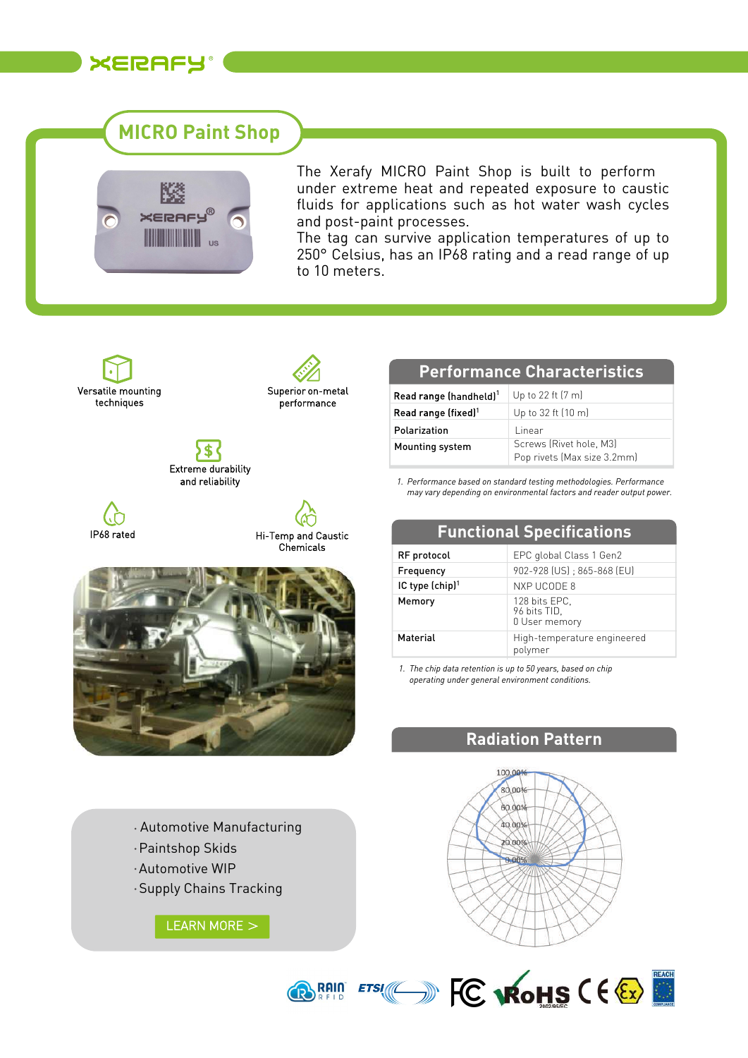# MICRO Paint Shop

The Xerafy MICRO Paint Shop is built to perform under extreme heat and repeated exposure to caustic fluids for applications such as hot water wash cycles and post-paint processes.
The tag can survive application temperatures of up to 250° Celsius, has an IP68 rating and a read range of up to 10 meters.

- Versatile mounting techniques
- Superior on-metal performance
- Extreme durability and reliability
- IP68 rated
- Hi-Temp and Caustic Chemicals

## Performance Characteristics

| | |
|---|---|
| Read range (handheld)[1] | Up to 22 ft (7 m) |
| Read range (fixed)[1] | Up to 32 ft (10 m) |
| Polarization | Linear |
| Mounting system | Screws (Rivet hole, M3)<br>Pop rivets (Max size 3.2mm) |

*1. Performance based on standard testing methodologies. Performance may vary depending on environmental factors and reader output power.*

## Functional Specifications

| | |
|---|---|
| RF protocol | EPC global Class 1 Gen2 |
| Frequency | 902-928 (US) ; 865-868 (EU) |
| IC type (chip)[1] | NXP UCODE 8 |
| Memory | 128 bits EPC,<br>96 bits TID,<br>0 User memory |
| Material | High-temperature engineered polymer |

*1. The chip data retention is up to 50 years, based on chip operating under general environment conditions.*

## Radiation Pattern

- Automotive Manufacturing
- Paintshop Skids
- Automotive WIP
- Supply Chains Tracking

LEARN MORE >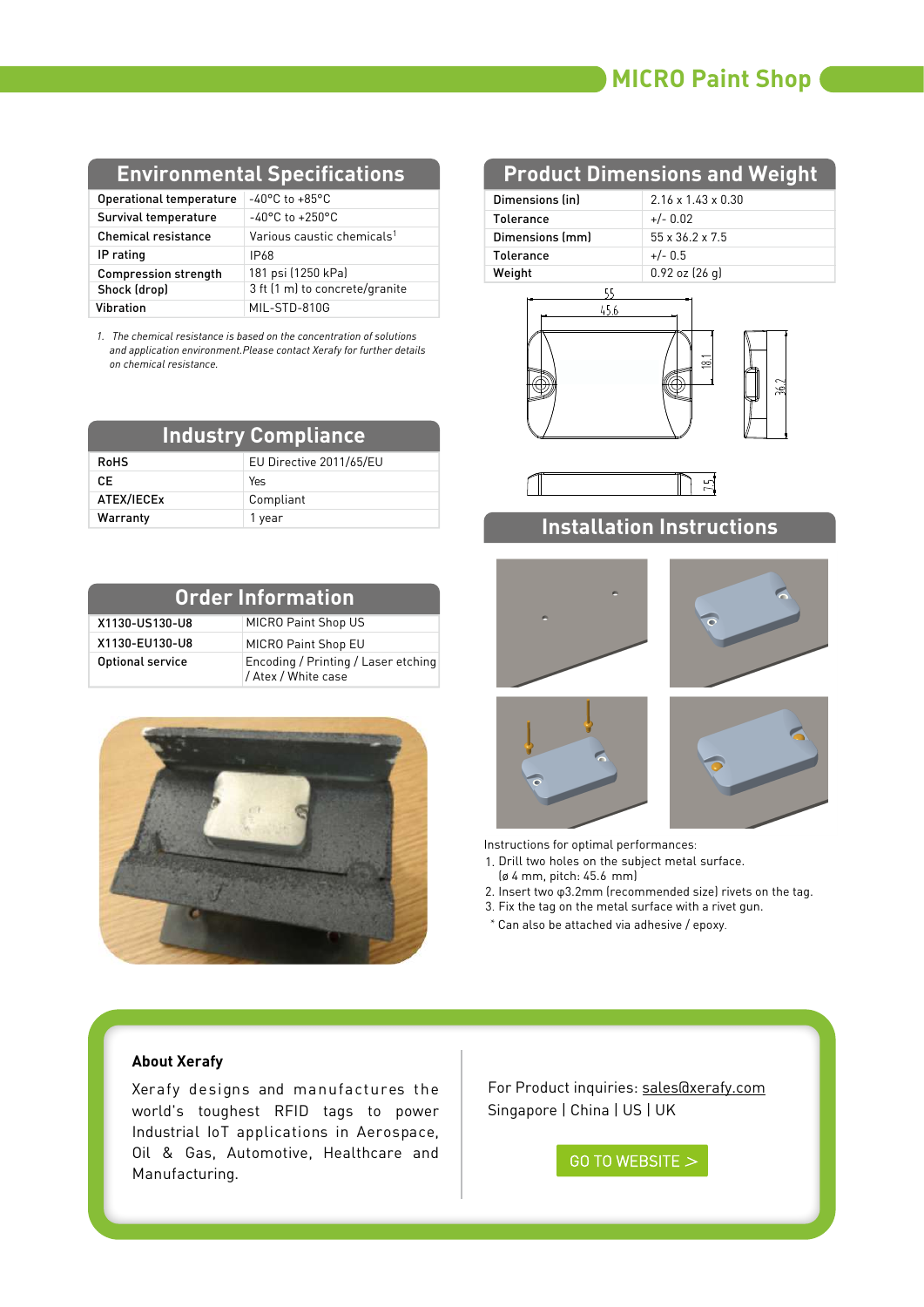## Environmental Specifications

| | |
|---|---|
| Operational temperature | -40°C to +85°C |
| Survival temperature | -40°C to +250°C |
| Chemical resistance | Various caustic chemicals[1] |
| IP rating | IP68 |
| Compression strength | 181 psi (1250 kPa) |
| Shock (drop) | 3 ft (1 m) to concrete/granite |
| Vibration | MIL-STD-810G |

*1. The chemical resistance is based on the concentration of solutions and application environment.Please contact Xerafy for further details on chemical resistance.*

## Industry Compliance

| | |
|---|---|
| RoHS | EU Directive 2011/65/EU |
| CE | Yes |
| ATEX/IECEx | Compliant |
| Warranty | 1 year |

## Order Information

| | |
|---|---|
| X1130-US130-U8 | MICRO Paint Shop US |
| X1130-EU130-U8 | MICRO Paint Shop EU |
| Optional service | Encoding / Printing / Laser etching / Atex / White case |

## Product Dimensions and Weight

| | |
|---|---|
| Dimensions (in) | 2.16 x 1.43 x 0.30 |
| Tolerance | +/- 0.02 |
| Dimensions (mm) | 55 x 36.2 x 7.5 |
| Tolerance | +/- 0.5 |
| Weight | 0.92 oz (26 g) |

55
45.6
18.1
36.2
7.5

## Installation Instructions

Instructions for optimal performances:

1. Drill two holes on the subject metal surface. (ø 4 mm, pitch: 45.6 mm)
2. Insert two φ3.2mm (recommended size) rivets on the tag.
3. Fix the tag on the metal surface with a rivet gun.

\* Can also be attached via adhesive / epoxy.

**About Xerafy**

Xerafy designs and manufactures the world's toughest RFID tags to power Industrial IoT applications in Aerospace, Oil & Gas, Automotive, Healthcare and Manufacturing.

For Product inquiries: sales@xerafy.com

Singapore | China | US | UK

GO TO WEBSITE >